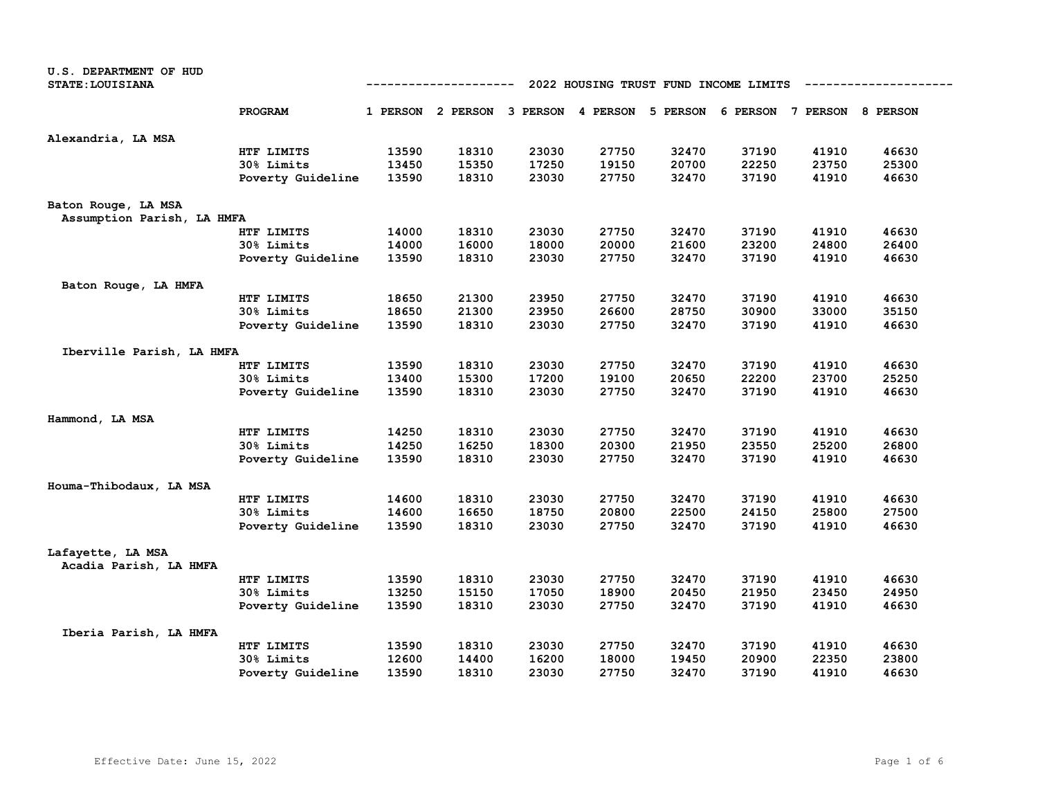U.S. DEPARTMENT OF HUD
STATE: LOUISIANA

## 2022 HOUSING TRUST FUND INCOME LIMITS

| | PROGRAM | 1 PERSON | 2 PERSON | 3 PERSON | 4 PERSON | 5 PERSON | 6 PERSON | 7 PERSON | 8 PERSON |
|---|---|---|---|---|---|---|---|---|---|
| **Alexandria, LA MSA** | | | | | | | | | |
| | HTF LIMITS | 13590 | 18310 | 23030 | 27750 | 32470 | 37190 | 41910 | 46630 |
| | 30% Limits | 13450 | 15350 | 17250 | 19150 | 20700 | 22250 | 23750 | 25300 |
| | Poverty Guideline | 13590 | 18310 | 23030 | 27750 | 32470 | 37190 | 41910 | 46630 |
| **Baton Rouge, LA MSA** | | | | | | | | | |
| Assumption Parish, LA HMFA | | | | | | | | | |
| | HTF LIMITS | 14000 | 18310 | 23030 | 27750 | 32470 | 37190 | 41910 | 46630 |
| | 30% Limits | 14000 | 16000 | 18000 | 20000 | 21600 | 23200 | 24800 | 26400 |
| | Poverty Guideline | 13590 | 18310 | 23030 | 27750 | 32470 | 37190 | 41910 | 46630 |
| Baton Rouge, LA HMFA | | | | | | | | | |
| | HTF LIMITS | 18650 | 21300 | 23950 | 27750 | 32470 | 37190 | 41910 | 46630 |
| | 30% Limits | 18650 | 21300 | 23950 | 26600 | 28750 | 30900 | 33000 | 35150 |
| | Poverty Guideline | 13590 | 18310 | 23030 | 27750 | 32470 | 37190 | 41910 | 46630 |
| Iberville Parish, LA HMFA | | | | | | | | | |
| | HTF LIMITS | 13590 | 18310 | 23030 | 27750 | 32470 | 37190 | 41910 | 46630 |
| | 30% Limits | 13400 | 15300 | 17200 | 19100 | 20650 | 22200 | 23700 | 25250 |
| | Poverty Guideline | 13590 | 18310 | 23030 | 27750 | 32470 | 37190 | 41910 | 46630 |
| **Hammond, LA MSA** | | | | | | | | | |
| | HTF LIMITS | 14250 | 18310 | 23030 | 27750 | 32470 | 37190 | 41910 | 46630 |
| | 30% Limits | 14250 | 16250 | 18300 | 20300 | 21950 | 23550 | 25200 | 26800 |
| | Poverty Guideline | 13590 | 18310 | 23030 | 27750 | 32470 | 37190 | 41910 | 46630 |
| **Houma-Thibodaux, LA MSA** | | | | | | | | | |
| | HTF LIMITS | 14600 | 18310 | 23030 | 27750 | 32470 | 37190 | 41910 | 46630 |
| | 30% Limits | 14600 | 16650 | 18750 | 20800 | 22500 | 24150 | 25800 | 27500 |
| | Poverty Guideline | 13590 | 18310 | 23030 | 27750 | 32470 | 37190 | 41910 | 46630 |
| **Lafayette, LA MSA** | | | | | | | | | |
| Acadia Parish, LA HMFA | | | | | | | | | |
| | HTF LIMITS | 13590 | 18310 | 23030 | 27750 | 32470 | 37190 | 41910 | 46630 |
| | 30% Limits | 13250 | 15150 | 17050 | 18900 | 20450 | 21950 | 23450 | 24950 |
| | Poverty Guideline | 13590 | 18310 | 23030 | 27750 | 32470 | 37190 | 41910 | 46630 |
| Iberia Parish, LA HMFA | | | | | | | | | |
| | HTF LIMITS | 13590 | 18310 | 23030 | 27750 | 32470 | 37190 | 41910 | 46630 |
| | 30% Limits | 12600 | 14400 | 16200 | 18000 | 19450 | 20900 | 22350 | 23800 |
| | Poverty Guideline | 13590 | 18310 | 23030 | 27750 | 32470 | 37190 | 41910 | 46630 |

Effective Date: June 15, 2022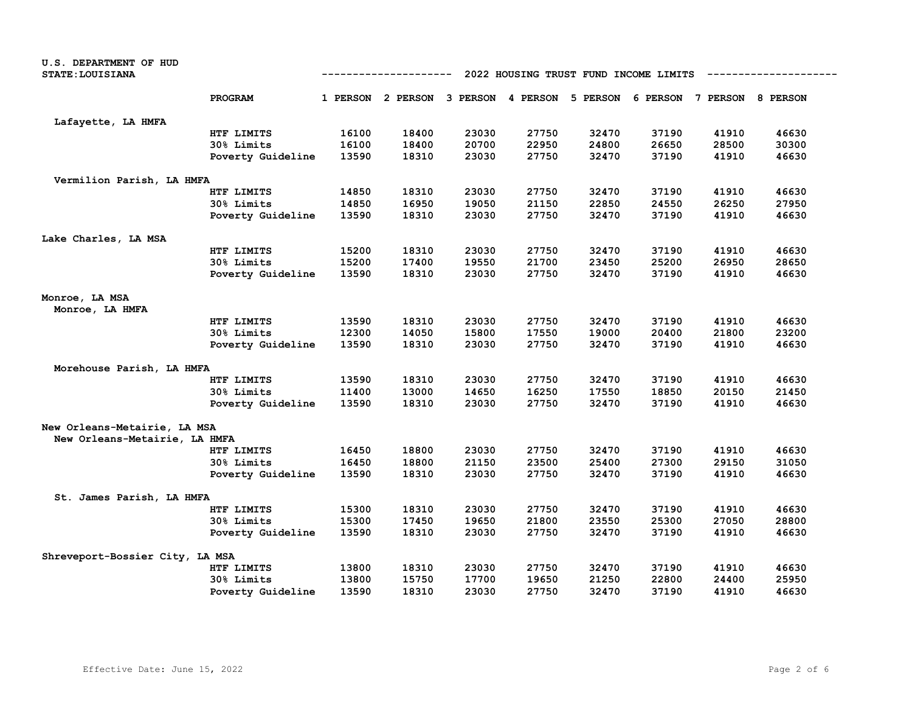U.S. DEPARTMENT OF HUD
STATE: LOUISIANA

## 2022 HOUSING TRUST FUND INCOME LIMITS

| | PROGRAM | 1 PERSON | 2 PERSON | 3 PERSON | 4 PERSON | 5 PERSON | 6 PERSON | 7 PERSON | 8 PERSON |
|---|---|---|---|---|---|---|---|---|---|
| Lafayette, LA HMFA | | | | | | | | | |
| | HTF LIMITS | 16100 | 18400 | 23030 | 27750 | 32470 | 37190 | 41910 | 46630 |
| | 30% Limits | 16100 | 18400 | 20700 | 22950 | 24800 | 26650 | 28500 | 30300 |
| | Poverty Guideline | 13590 | 18310 | 23030 | 27750 | 32470 | 37190 | 41910 | 46630 |
| Vermilion Parish, LA HMFA | | | | | | | | | |
| | HTF LIMITS | 14850 | 18310 | 23030 | 27750 | 32470 | 37190 | 41910 | 46630 |
| | 30% Limits | 14850 | 16950 | 19050 | 21150 | 22850 | 24550 | 26250 | 27950 |
| | Poverty Guideline | 13590 | 18310 | 23030 | 27750 | 32470 | 37190 | 41910 | 46630 |
| Lake Charles, LA MSA | | | | | | | | | |
| | HTF LIMITS | 15200 | 18310 | 23030 | 27750 | 32470 | 37190 | 41910 | 46630 |
| | 30% Limits | 15200 | 17400 | 19550 | 21700 | 23450 | 25200 | 26950 | 28650 |
| | Poverty Guideline | 13590 | 18310 | 23030 | 27750 | 32470 | 37190 | 41910 | 46630 |
| Monroe, LA MSA | | | | | | | | | |
| Monroe, LA HMFA | | | | | | | | | |
| | HTF LIMITS | 13590 | 18310 | 23030 | 27750 | 32470 | 37190 | 41910 | 46630 |
| | 30% Limits | 12300 | 14050 | 15800 | 17550 | 19000 | 20400 | 21800 | 23200 |
| | Poverty Guideline | 13590 | 18310 | 23030 | 27750 | 32470 | 37190 | 41910 | 46630 |
| Morehouse Parish, LA HMFA | | | | | | | | | |
| | HTF LIMITS | 13590 | 18310 | 23030 | 27750 | 32470 | 37190 | 41910 | 46630 |
| | 30% Limits | 11400 | 13000 | 14650 | 16250 | 17550 | 18850 | 20150 | 21450 |
| | Poverty Guideline | 13590 | 18310 | 23030 | 27750 | 32470 | 37190 | 41910 | 46630 |
| New Orleans-Metairie, LA MSA | | | | | | | | | |
| New Orleans-Metairie, LA HMFA | | | | | | | | | |
| | HTF LIMITS | 16450 | 18800 | 23030 | 27750 | 32470 | 37190 | 41910 | 46630 |
| | 30% Limits | 16450 | 18800 | 21150 | 23500 | 25400 | 27300 | 29150 | 31050 |
| | Poverty Guideline | 13590 | 18310 | 23030 | 27750 | 32470 | 37190 | 41910 | 46630 |
| St. James Parish, LA HMFA | | | | | | | | | |
| | HTF LIMITS | 15300 | 18310 | 23030 | 27750 | 32470 | 37190 | 41910 | 46630 |
| | 30% Limits | 15300 | 17450 | 19650 | 21800 | 23550 | 25300 | 27050 | 28800 |
| | Poverty Guideline | 13590 | 18310 | 23030 | 27750 | 32470 | 37190 | 41910 | 46630 |
| Shreveport-Bossier City, LA MSA | | | | | | | | | |
| | HTF LIMITS | 13800 | 18310 | 23030 | 27750 | 32470 | 37190 | 41910 | 46630 |
| | 30% Limits | 13800 | 15750 | 17700 | 19650 | 21250 | 22800 | 24400 | 25950 |
| | Poverty Guideline | 13590 | 18310 | 23030 | 27750 | 32470 | 37190 | 41910 | 46630 |

Effective Date: June 15, 2022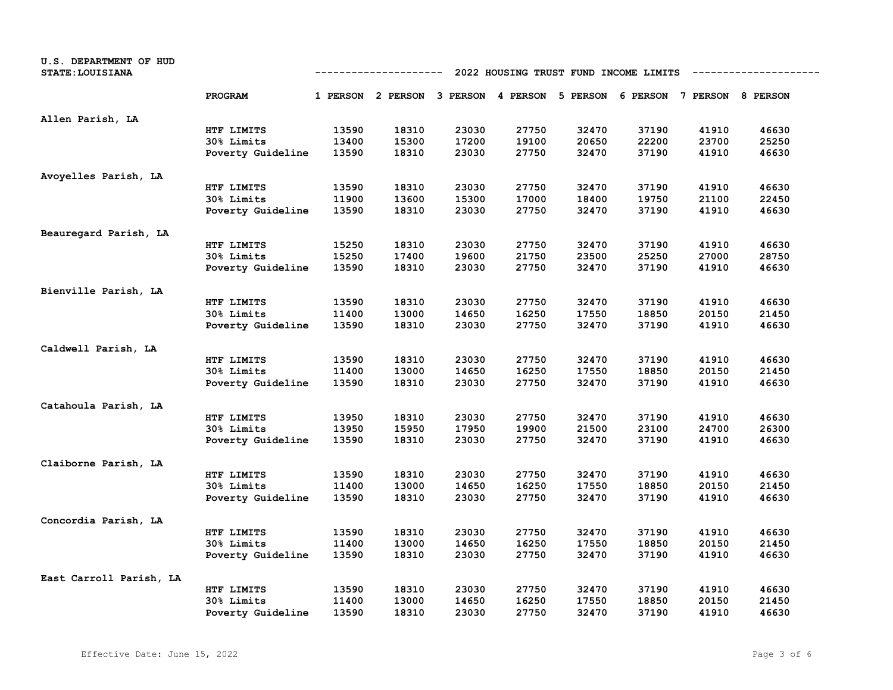U.S. DEPARTMENT OF HUD
STATE: LOUISIANA

## 2022 HOUSING TRUST FUND INCOME LIMITS

| | PROGRAM | 1 PERSON | 2 PERSON | 3 PERSON | 4 PERSON | 5 PERSON | 6 PERSON | 7 PERSON | 8 PERSON |
|---|---|---|---|---|---|---|---|---|---|
| Allen Parish, LA | | | | | | | | | |
| | HTF LIMITS | 13590 | 18310 | 23030 | 27750 | 32470 | 37190 | 41910 | 46630 |
| | 30% Limits | 13400 | 15300 | 17200 | 19100 | 20650 | 22200 | 23700 | 25250 |
| | Poverty Guideline | 13590 | 18310 | 23030 | 27750 | 32470 | 37190 | 41910 | 46630 |
| Avoyelles Parish, LA | | | | | | | | | |
| | HTF LIMITS | 13590 | 18310 | 23030 | 27750 | 32470 | 37190 | 41910 | 46630 |
| | 30% Limits | 11900 | 13600 | 15300 | 17000 | 18400 | 19750 | 21100 | 22450 |
| | Poverty Guideline | 13590 | 18310 | 23030 | 27750 | 32470 | 37190 | 41910 | 46630 |
| Beauregard Parish, LA | | | | | | | | | |
| | HTF LIMITS | 15250 | 18310 | 23030 | 27750 | 32470 | 37190 | 41910 | 46630 |
| | 30% Limits | 15250 | 17400 | 19600 | 21750 | 23500 | 25250 | 27000 | 28750 |
| | Poverty Guideline | 13590 | 18310 | 23030 | 27750 | 32470 | 37190 | 41910 | 46630 |
| Bienville Parish, LA | | | | | | | | | |
| | HTF LIMITS | 13590 | 18310 | 23030 | 27750 | 32470 | 37190 | 41910 | 46630 |
| | 30% Limits | 11400 | 13000 | 14650 | 16250 | 17550 | 18850 | 20150 | 21450 |
| | Poverty Guideline | 13590 | 18310 | 23030 | 27750 | 32470 | 37190 | 41910 | 46630 |
| Caldwell Parish, LA | | | | | | | | | |
| | HTF LIMITS | 13590 | 18310 | 23030 | 27750 | 32470 | 37190 | 41910 | 46630 |
| | 30% Limits | 11400 | 13000 | 14650 | 16250 | 17550 | 18850 | 20150 | 21450 |
| | Poverty Guideline | 13590 | 18310 | 23030 | 27750 | 32470 | 37190 | 41910 | 46630 |
| Catahoula Parish, LA | | | | | | | | | |
| | HTF LIMITS | 13950 | 18310 | 23030 | 27750 | 32470 | 37190 | 41910 | 46630 |
| | 30% Limits | 13950 | 15950 | 17950 | 19900 | 21500 | 23100 | 24700 | 26300 |
| | Poverty Guideline | 13590 | 18310 | 23030 | 27750 | 32470 | 37190 | 41910 | 46630 |
| Claiborne Parish, LA | | | | | | | | | |
| | HTF LIMITS | 13590 | 18310 | 23030 | 27750 | 32470 | 37190 | 41910 | 46630 |
| | 30% Limits | 11400 | 13000 | 14650 | 16250 | 17550 | 18850 | 20150 | 21450 |
| | Poverty Guideline | 13590 | 18310 | 23030 | 27750 | 32470 | 37190 | 41910 | 46630 |
| Concordia Parish, LA | | | | | | | | | |
| | HTF LIMITS | 13590 | 18310 | 23030 | 27750 | 32470 | 37190 | 41910 | 46630 |
| | 30% Limits | 11400 | 13000 | 14650 | 16250 | 17550 | 18850 | 20150 | 21450 |
| | Poverty Guideline | 13590 | 18310 | 23030 | 27750 | 32470 | 37190 | 41910 | 46630 |
| East Carroll Parish, LA | | | | | | | | | |
| | HTF LIMITS | 13590 | 18310 | 23030 | 27750 | 32470 | 37190 | 41910 | 46630 |
| | 30% Limits | 11400 | 13000 | 14650 | 16250 | 17550 | 18850 | 20150 | 21450 |
| | Poverty Guideline | 13590 | 18310 | 23030 | 27750 | 32470 | 37190 | 41910 | 46630 |

Effective Date: June 15, 2022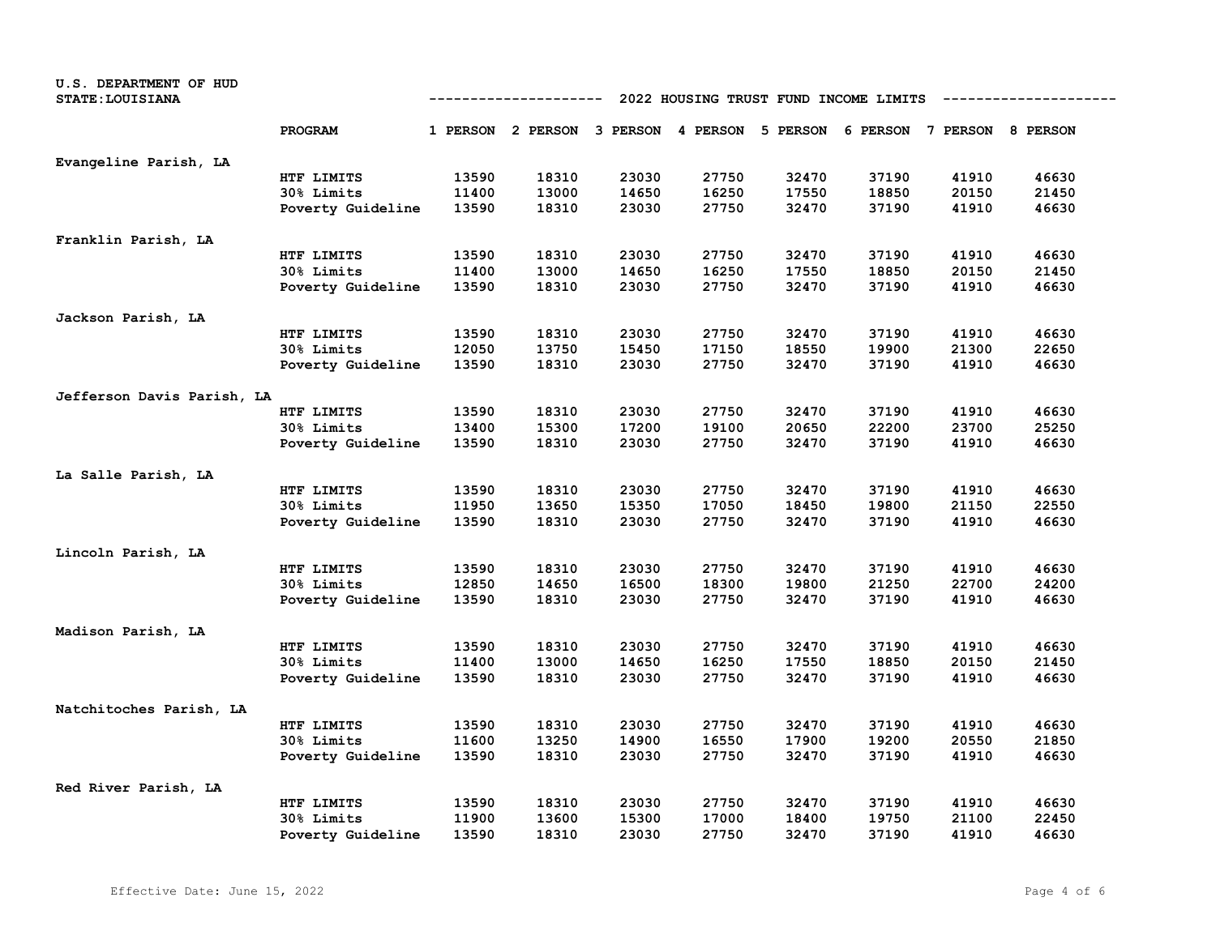U.S. DEPARTMENT OF HUD
STATE:LOUISIANA

## 2022 HOUSING TRUST FUND INCOME LIMITS

| | PROGRAM | 1 PERSON | 2 PERSON | 3 PERSON | 4 PERSON | 5 PERSON | 6 PERSON | 7 PERSON | 8 PERSON |
|---|---|---|---|---|---|---|---|---|---|
| Evangeline Parish, LA | | | | | | | | | |
| | HTF LIMITS | 13590 | 18310 | 23030 | 27750 | 32470 | 37190 | 41910 | 46630 |
| | 30% Limits | 11400 | 13000 | 14650 | 16250 | 17550 | 18850 | 20150 | 21450 |
| | Poverty Guideline | 13590 | 18310 | 23030 | 27750 | 32470 | 37190 | 41910 | 46630 |
| Franklin Parish, LA | | | | | | | | | |
| | HTF LIMITS | 13590 | 18310 | 23030 | 27750 | 32470 | 37190 | 41910 | 46630 |
| | 30% Limits | 11400 | 13000 | 14650 | 16250 | 17550 | 18850 | 20150 | 21450 |
| | Poverty Guideline | 13590 | 18310 | 23030 | 27750 | 32470 | 37190 | 41910 | 46630 |
| Jackson Parish, LA | | | | | | | | | |
| | HTF LIMITS | 13590 | 18310 | 23030 | 27750 | 32470 | 37190 | 41910 | 46630 |
| | 30% Limits | 12050 | 13750 | 15450 | 17150 | 18550 | 19900 | 21300 | 22650 |
| | Poverty Guideline | 13590 | 18310 | 23030 | 27750 | 32470 | 37190 | 41910 | 46630 |
| Jefferson Davis Parish, LA | | | | | | | | | |
| | HTF LIMITS | 13590 | 18310 | 23030 | 27750 | 32470 | 37190 | 41910 | 46630 |
| | 30% Limits | 13400 | 15300 | 17200 | 19100 | 20650 | 22200 | 23700 | 25250 |
| | Poverty Guideline | 13590 | 18310 | 23030 | 27750 | 32470 | 37190 | 41910 | 46630 |
| La Salle Parish, LA | | | | | | | | | |
| | HTF LIMITS | 13590 | 18310 | 23030 | 27750 | 32470 | 37190 | 41910 | 46630 |
| | 30% Limits | 11950 | 13650 | 15350 | 17050 | 18450 | 19800 | 21150 | 22550 |
| | Poverty Guideline | 13590 | 18310 | 23030 | 27750 | 32470 | 37190 | 41910 | 46630 |
| Lincoln Parish, LA | | | | | | | | | |
| | HTF LIMITS | 13590 | 18310 | 23030 | 27750 | 32470 | 37190 | 41910 | 46630 |
| | 30% Limits | 12850 | 14650 | 16500 | 18300 | 19800 | 21250 | 22700 | 24200 |
| | Poverty Guideline | 13590 | 18310 | 23030 | 27750 | 32470 | 37190 | 41910 | 46630 |
| Madison Parish, LA | | | | | | | | | |
| | HTF LIMITS | 13590 | 18310 | 23030 | 27750 | 32470 | 37190 | 41910 | 46630 |
| | 30% Limits | 11400 | 13000 | 14650 | 16250 | 17550 | 18850 | 20150 | 21450 |
| | Poverty Guideline | 13590 | 18310 | 23030 | 27750 | 32470 | 37190 | 41910 | 46630 |
| Natchitoches Parish, LA | | | | | | | | | |
| | HTF LIMITS | 13590 | 18310 | 23030 | 27750 | 32470 | 37190 | 41910 | 46630 |
| | 30% Limits | 11600 | 13250 | 14900 | 16550 | 17900 | 19200 | 20550 | 21850 |
| | Poverty Guideline | 13590 | 18310 | 23030 | 27750 | 32470 | 37190 | 41910 | 46630 |
| Red River Parish, LA | | | | | | | | | |
| | HTF LIMITS | 13590 | 18310 | 23030 | 27750 | 32470 | 37190 | 41910 | 46630 |
| | 30% Limits | 11900 | 13600 | 15300 | 17000 | 18400 | 19750 | 21100 | 22450 |
| | Poverty Guideline | 13590 | 18310 | 23030 | 27750 | 32470 | 37190 | 41910 | 46630 |

Effective Date: June 15, 2022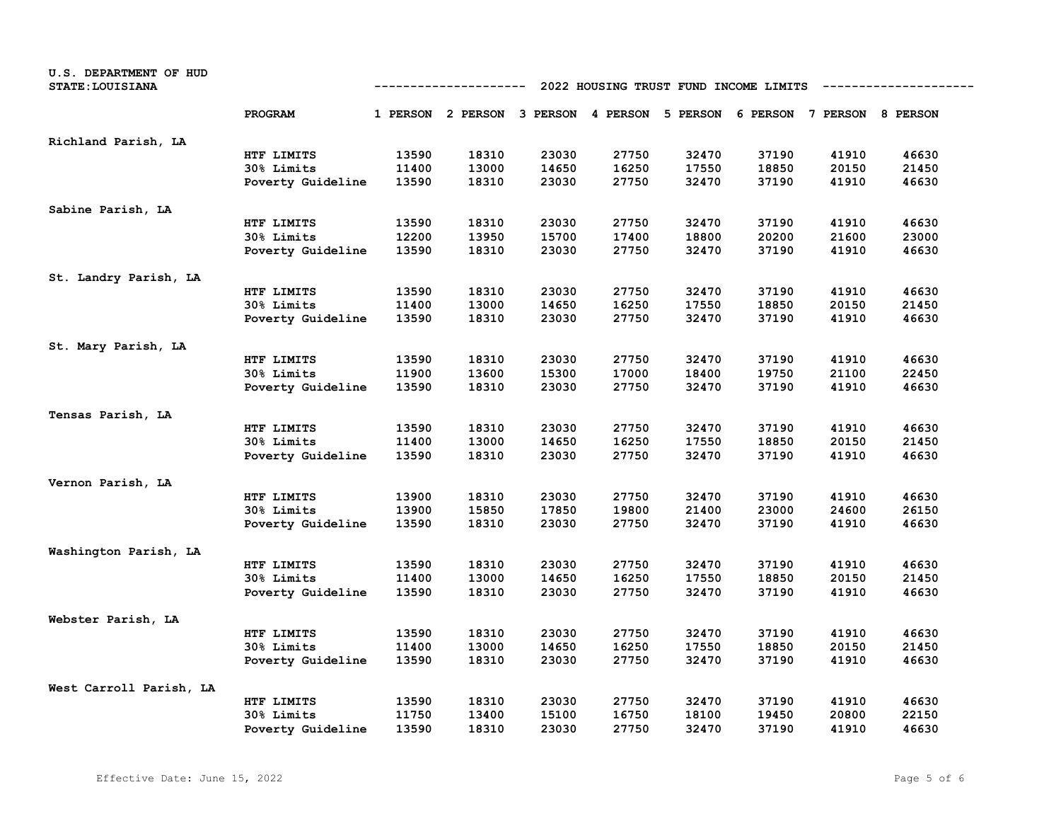U.S. DEPARTMENT OF HUD
STATE:LOUISIANA

## 2022 HOUSING TRUST FUND INCOME LIMITS

| | PROGRAM | 1 PERSON | 2 PERSON | 3 PERSON | 4 PERSON | 5 PERSON | 6 PERSON | 7 PERSON | 8 PERSON |
|---|---|---|---|---|---|---|---|---|---|
| Richland Parish, LA | | | | | | | | | |
| | HTF LIMITS | 13590 | 18310 | 23030 | 27750 | 32470 | 37190 | 41910 | 46630 |
| | 30% Limits | 11400 | 13000 | 14650 | 16250 | 17550 | 18850 | 20150 | 21450 |
| | Poverty Guideline | 13590 | 18310 | 23030 | 27750 | 32470 | 37190 | 41910 | 46630 |
| Sabine Parish, LA | | | | | | | | | |
| | HTF LIMITS | 13590 | 18310 | 23030 | 27750 | 32470 | 37190 | 41910 | 46630 |
| | 30% Limits | 12200 | 13950 | 15700 | 17400 | 18800 | 20200 | 21600 | 23000 |
| | Poverty Guideline | 13590 | 18310 | 23030 | 27750 | 32470 | 37190 | 41910 | 46630 |
| St. Landry Parish, LA | | | | | | | | | |
| | HTF LIMITS | 13590 | 18310 | 23030 | 27750 | 32470 | 37190 | 41910 | 46630 |
| | 30% Limits | 11400 | 13000 | 14650 | 16250 | 17550 | 18850 | 20150 | 21450 |
| | Poverty Guideline | 13590 | 18310 | 23030 | 27750 | 32470 | 37190 | 41910 | 46630 |
| St. Mary Parish, LA | | | | | | | | | |
| | HTF LIMITS | 13590 | 18310 | 23030 | 27750 | 32470 | 37190 | 41910 | 46630 |
| | 30% Limits | 11900 | 13600 | 15300 | 17000 | 18400 | 19750 | 21100 | 22450 |
| | Poverty Guideline | 13590 | 18310 | 23030 | 27750 | 32470 | 37190 | 41910 | 46630 |
| Tensas Parish, LA | | | | | | | | | |
| | HTF LIMITS | 13590 | 18310 | 23030 | 27750 | 32470 | 37190 | 41910 | 46630 |
| | 30% Limits | 11400 | 13000 | 14650 | 16250 | 17550 | 18850 | 20150 | 21450 |
| | Poverty Guideline | 13590 | 18310 | 23030 | 27750 | 32470 | 37190 | 41910 | 46630 |
| Vernon Parish, LA | | | | | | | | | |
| | HTF LIMITS | 13900 | 18310 | 23030 | 27750 | 32470 | 37190 | 41910 | 46630 |
| | 30% Limits | 13900 | 15850 | 17850 | 19800 | 21400 | 23000 | 24600 | 26150 |
| | Poverty Guideline | 13590 | 18310 | 23030 | 27750 | 32470 | 37190 | 41910 | 46630 |
| Washington Parish, LA | | | | | | | | | |
| | HTF LIMITS | 13590 | 18310 | 23030 | 27750 | 32470 | 37190 | 41910 | 46630 |
| | 30% Limits | 11400 | 13000 | 14650 | 16250 | 17550 | 18850 | 20150 | 21450 |
| | Poverty Guideline | 13590 | 18310 | 23030 | 27750 | 32470 | 37190 | 41910 | 46630 |
| Webster Parish, LA | | | | | | | | | |
| | HTF LIMITS | 13590 | 18310 | 23030 | 27750 | 32470 | 37190 | 41910 | 46630 |
| | 30% Limits | 11400 | 13000 | 14650 | 16250 | 17550 | 18850 | 20150 | 21450 |
| | Poverty Guideline | 13590 | 18310 | 23030 | 27750 | 32470 | 37190 | 41910 | 46630 |
| West Carroll Parish, LA | | | | | | | | | |
| | HTF LIMITS | 13590 | 18310 | 23030 | 27750 | 32470 | 37190 | 41910 | 46630 |
| | 30% Limits | 11750 | 13400 | 15100 | 16750 | 18100 | 19450 | 20800 | 22150 |
| | Poverty Guideline | 13590 | 18310 | 23030 | 27750 | 32470 | 37190 | 41910 | 46630 |

Effective Date: June 15, 2022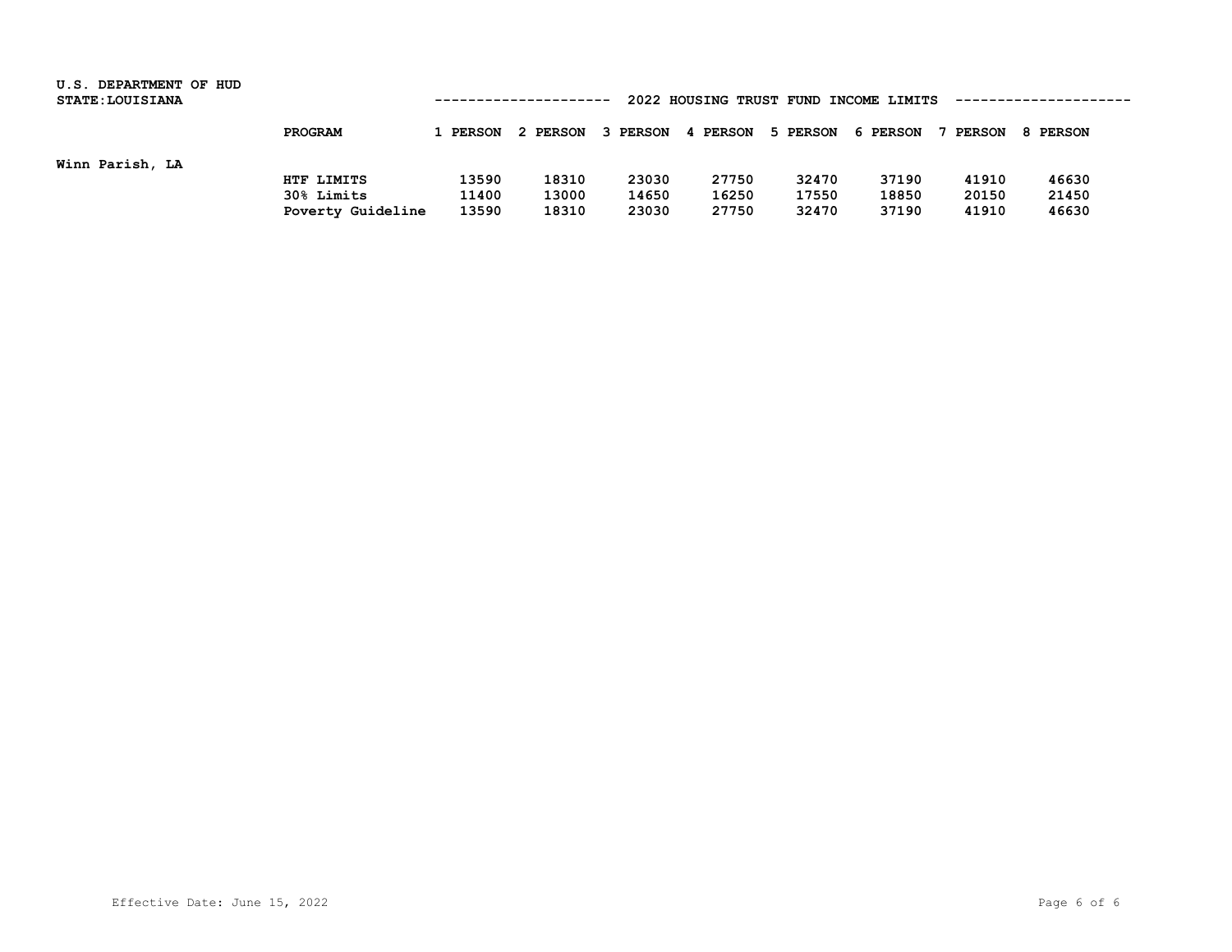U.S. DEPARTMENT OF HUD
STATE:LOUISIANA

## 2022 HOUSING TRUST FUND INCOME LIMITS

| | PROGRAM | 1 PERSON | 2 PERSON | 3 PERSON | 4 PERSON | 5 PERSON | 6 PERSON | 7 PERSON | 8 PERSON |
|---|---|---|---|---|---|---|---|---|---|
| **Winn Parish, LA** | | | | | | | | | |
| | HTF LIMITS | 13590 | 18310 | 23030 | 27750 | 32470 | 37190 | 41910 | 46630 |
| | 30% Limits | 11400 | 13000 | 14650 | 16250 | 17550 | 18850 | 20150 | 21450 |
| | Poverty Guideline | 13590 | 18310 | 23030 | 27750 | 32470 | 37190 | 41910 | 46630 |

Effective Date: June 15, 2022